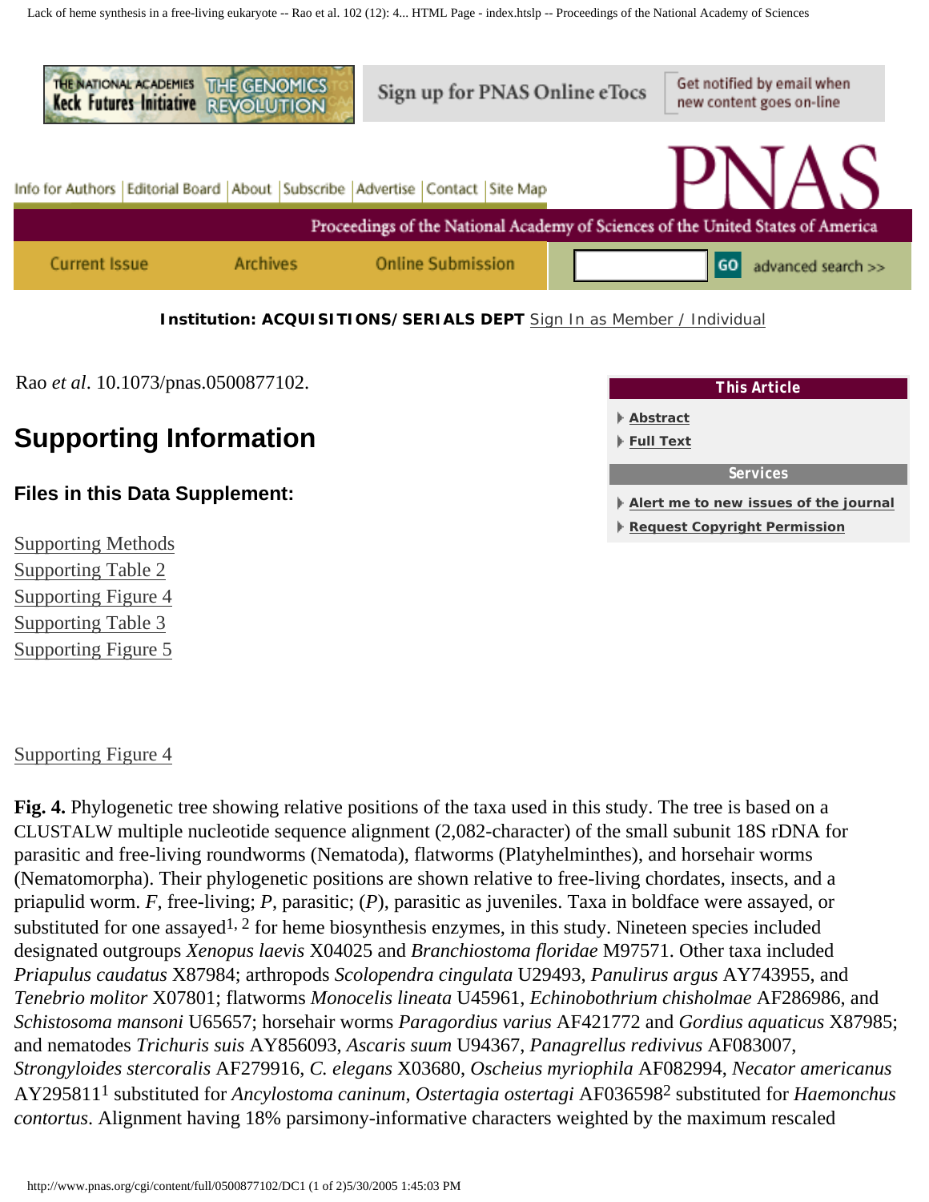Rao *et al*. 10.1073/pnas.0500877102.

# Supporting Information

### Files in this Data Supplement:

Supporting Methods
Supporting Table 2
Supporting Figure 4
Supporting Table 3
Supporting Figure 5

Supporting Figure 4

**Fig. 4.** Phylogenetic tree showing relative positions of the taxa used in this study. The tree is based on a CLUSTALW multiple nucleotide sequence alignment (2,082-character) of the small subunit 18S rDNA for parasitic and free-living roundworms (Nematoda), flatworms (Platyhelminthes), and horsehair worms (Nematomorpha). Their phylogenetic positions are shown relative to free-living chordates, insects, and a priapulid worm. *F*, free-living; *P*, parasitic; (*P*), parasitic as juveniles. Taxa in boldface were assayed, or substituted for one assayed[1, 2] for heme biosynthesis enzymes, in this study. Nineteen species included designated outgroups *Xenopus laevis* X04025 and *Branchiostoma floridae* M97571. Other taxa included *Priapulus caudatus* X87984; arthropods *Scolopendra cingulata* U29493, *Panulirus argus* AY743955, and *Tenebrio molitor* X07801; flatworms *Monocelis lineata* U45961, *Echinobothrium chisholmae* AF286986, and *Schistosoma mansoni* U65657; horsehair worms *Paragordius varius* AF421772 and *Gordius aquaticus* X87985; and nematodes *Trichuris suis* AY856093, *Ascaris suum* U94367, *Panagrellus redivivus* AF083007, *Strongyloides stercoralis* AF279916, *C. elegans* X03680, *Oscheius myriophila* AF082994, *Necator americanus* AY295811[1] substituted for *Ancylostoma caninum*, *Ostertagia ostertagi* AF036598[2] substituted for *Haemonchus contortus*. Alignment having 18% parsimony-informative characters weighted by the maximum rescaled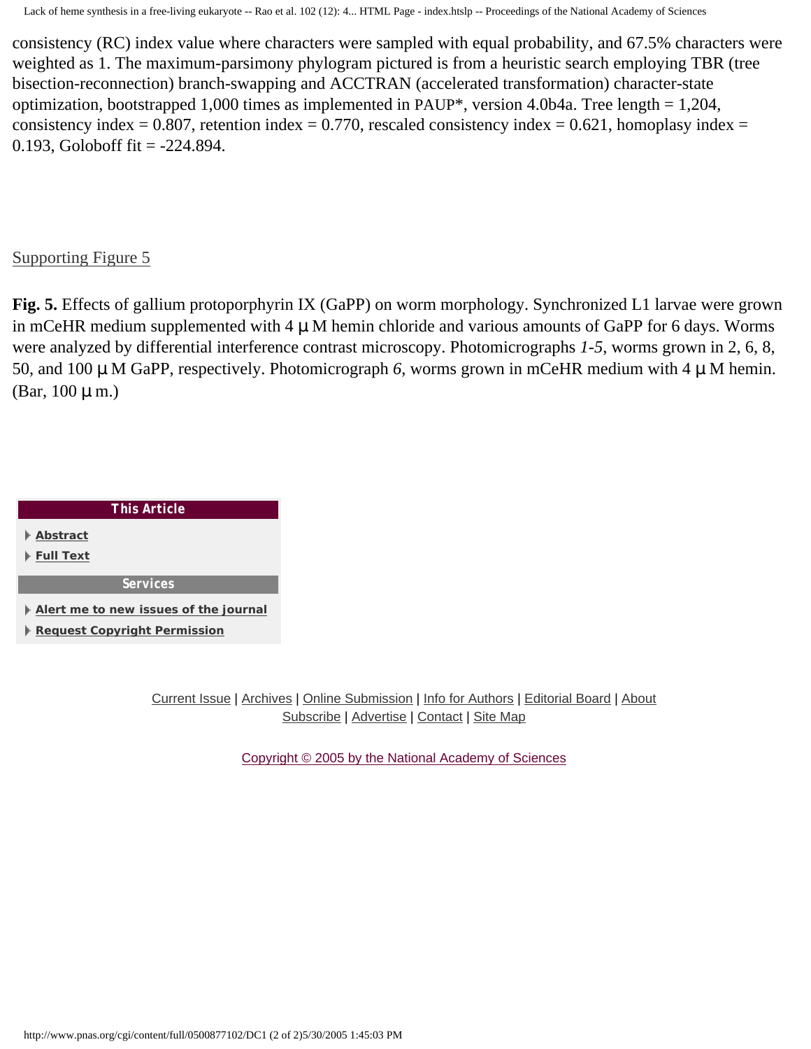consistency (RC) index value where characters were sampled with equal probability, and 67.5% characters were weighted as 1. The maximum-parsimony phylogram pictured is from a heuristic search employing TBR (tree bisection-reconnection) branch-swapping and ACCTRAN (accelerated transformation) character-state optimization, bootstrapped 1,000 times as implemented in PAUP*, version 4.0b4a. Tree length = 1,204, consistency index = 0.807, retention index = 0.770, rescaled consistency index = 0.621, homoplasy index = 0.193, Goloboff fit = -224.894.

Supporting Figure 5

**Fig. 5.** Effects of gallium protoporphyrin IX (GaPP) on worm morphology. Synchronized L1 larvae were grown in mCeHR medium supplemented with 4 μM hemin chloride and various amounts of GaPP for 6 days. Worms were analyzed by differential interference contrast microscopy. Photomicrographs *1-5*, worms grown in 2, 6, 8, 50, and 100 μM GaPP, respectively. Photomicrograph *6*, worms grown in mCeHR medium with 4 μM hemin. (Bar, 100 μm.)

**This Article**

- Abstract
- Full Text

**Services**

- Alert me to new issues of the journal
- Request Copyright Permission

Current Issue | Archives | Online Submission | Info for Authors | Editorial Board | About
Subscribe | Advertise | Contact | Site Map

Copyright © 2005 by the National Academy of Sciences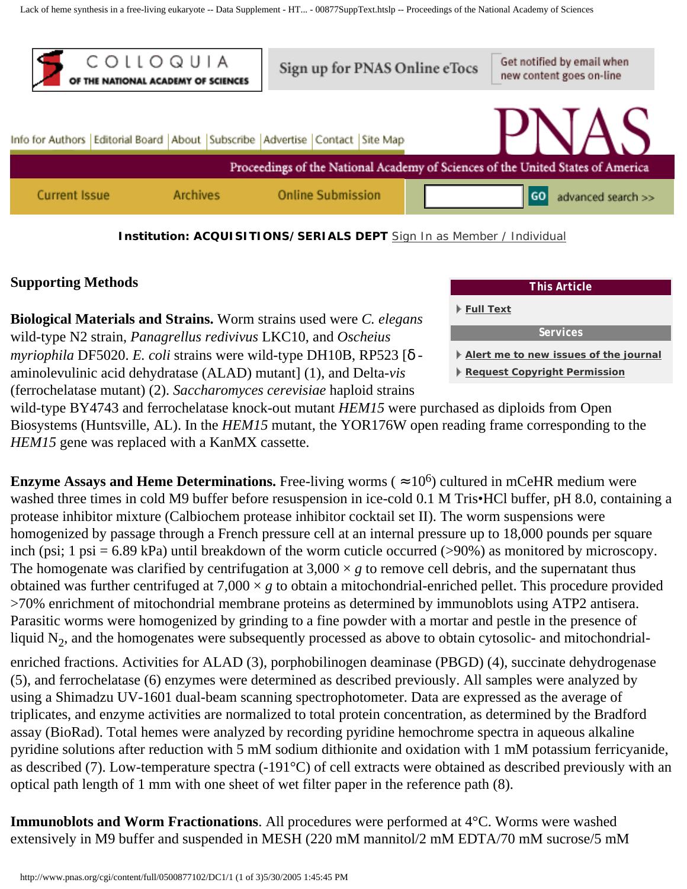## Supporting Methods

**Biological Materials and Strains.** Worm strains used were *C. elegans* wild-type N2 strain, *Panagrellus redivivus* LKC10, and *Oscheius myriophila* DF5020. *E. coli* strains were wild-type DH10B, RP523 [δ-aminolevulinic acid dehydratase (ALAD) mutant] (1), and Delta-*vis* (ferrochelatase mutant) (2). *Saccharomyces cerevisiae* haploid strains wild-type BY4743 and ferrochelatase knock-out mutant *HEM15* were purchased as diploids from Open Biosystems (Huntsville, AL). In the *HEM15* mutant, the YOR176W open reading frame corresponding to the *HEM15* gene was replaced with a KanMX cassette.

**Enzyme Assays and Heme Determinations.** Free-living worms ( $\approx 10^6$) cultured in mCeHR medium were washed three times in cold M9 buffer before resuspension in ice-cold 0.1 M Tris•HCl buffer, pH 8.0, containing a protease inhibitor mixture (Calbiochem protease inhibitor cocktail set II). The worm suspensions were homogenized by passage through a French pressure cell at an internal pressure up to 18,000 pounds per square inch (psi; 1 psi = 6.89 kPa) until breakdown of the worm cuticle occurred (>90%) as monitored by microscopy. The homogenate was clarified by centrifugation at 3,000 × *g* to remove cell debris, and the supernatant thus obtained was further centrifuged at 7,000 × *g* to obtain a mitochondrial-enriched pellet. This procedure provided >70% enrichment of mitochondrial membrane proteins as determined by immunoblots using ATP2 antisera. Parasitic worms were homogenized by grinding to a fine powder with a mortar and pestle in the presence of liquid $N_2$, and the homogenates were subsequently processed as above to obtain cytosolic- and mitochondrial-enriched fractions. Activities for ALAD (3), porphobilinogen deaminase (PBGD) (4), succinate dehydrogenase (5), and ferrochelatase (6) enzymes were determined as described previously. All samples were analyzed by using a Shimadzu UV-1601 dual-beam scanning spectrophotometer. Data are expressed as the average of triplicates, and enzyme activities are normalized to total protein concentration, as determined by the Bradford assay (BioRad). Total hemes were analyzed by recording pyridine hemochrome spectra in aqueous alkaline pyridine solutions after reduction with 5 mM sodium dithionite and oxidation with 1 mM potassium ferricyanide, as described (7). Low-temperature spectra (-191°C) of cell extracts were obtained as described previously with an optical path length of 1 mm with one sheet of wet filter paper in the reference path (8).

**Immunoblots and Worm Fractionations**. All procedures were performed at 4°C. Worms were washed extensively in M9 buffer and suspended in MESH (220 mM mannitol/2 mM EDTA/70 mM sucrose/5 mM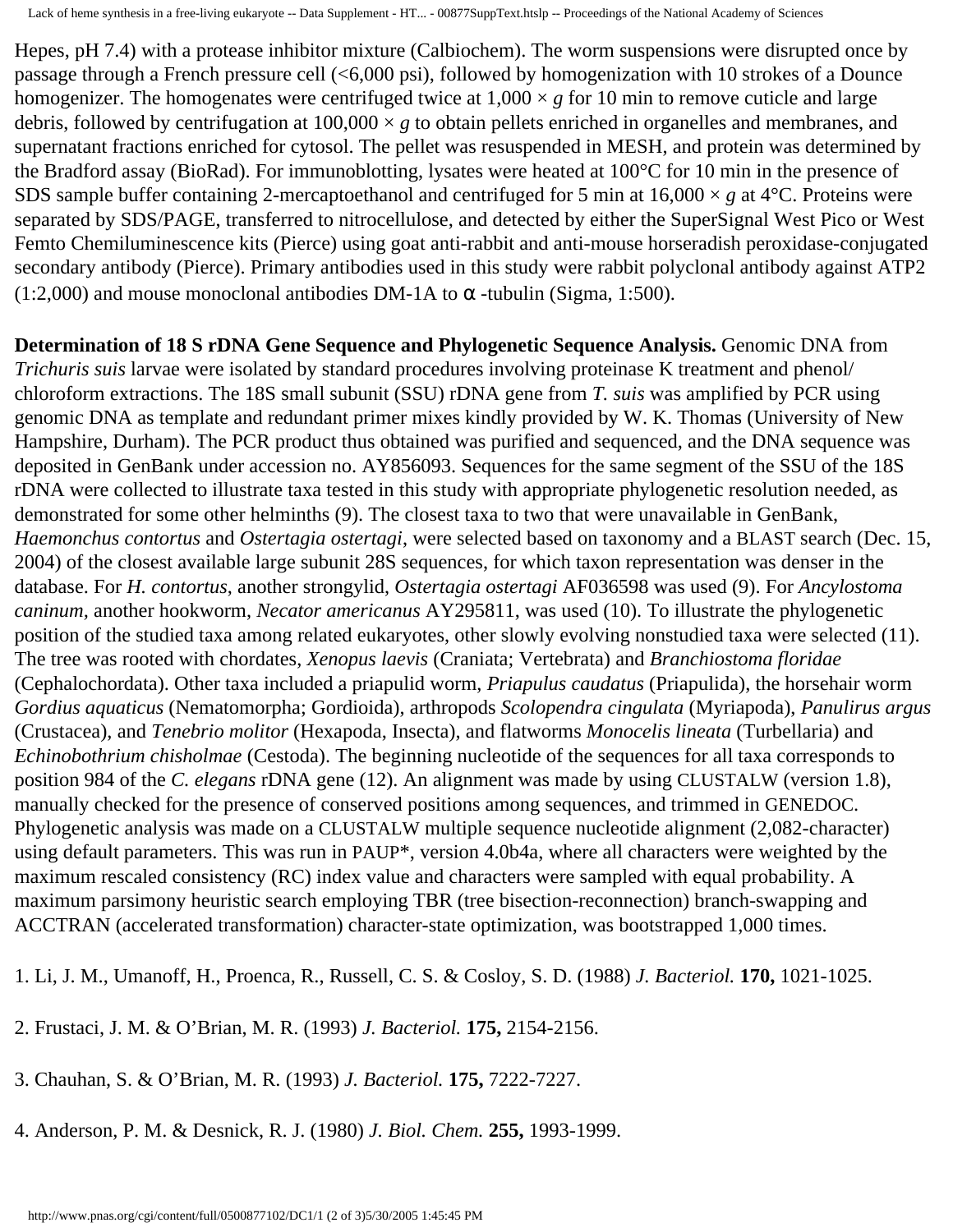Hepes, pH 7.4) with a protease inhibitor mixture (Calbiochem). The worm suspensions were disrupted once by passage through a French pressure cell (<6,000 psi), followed by homogenization with 10 strokes of a Dounce homogenizer. The homogenates were centrifuged twice at 1,000 × *g* for 10 min to remove cuticle and large debris, followed by centrifugation at 100,000 × *g* to obtain pellets enriched in organelles and membranes, and supernatant fractions enriched for cytosol. The pellet was resuspended in MESH, and protein was determined by the Bradford assay (BioRad). For immunoblotting, lysates were heated at 100°C for 10 min in the presence of SDS sample buffer containing 2-mercaptoethanol and centrifuged for 5 min at 16,000 × *g* at 4°C. Proteins were separated by SDS/PAGE, transferred to nitrocellulose, and detected by either the SuperSignal West Pico or West Femto Chemiluminescence kits (Pierce) using goat anti-rabbit and anti-mouse horseradish peroxidase-conjugated secondary antibody (Pierce). Primary antibodies used in this study were rabbit polyclonal antibody against ATP2 (1:2,000) and mouse monoclonal antibodies DM-1A to α -tubulin (Sigma, 1:500).

**Determination of 18 S rDNA Gene Sequence and Phylogenetic Sequence Analysis.** Genomic DNA from *Trichuris suis* larvae were isolated by standard procedures involving proteinase K treatment and phenol/chloroform extractions. The 18S small subunit (SSU) rDNA gene from *T. suis* was amplified by PCR using genomic DNA as template and redundant primer mixes kindly provided by W. K. Thomas (University of New Hampshire, Durham). The PCR product thus obtained was purified and sequenced, and the DNA sequence was deposited in GenBank under accession no. AY856093. Sequences for the same segment of the SSU of the 18S rDNA were collected to illustrate taxa tested in this study with appropriate phylogenetic resolution needed, as demonstrated for some other helminths (9). The closest taxa to two that were unavailable in GenBank, *Haemonchus contortus* and *Ostertagia ostertagi*, were selected based on taxonomy and a BLAST search (Dec. 15, 2004) of the closest available large subunit 28S sequences, for which taxon representation was denser in the database. For *H. contortus*, another strongylid, *Ostertagia ostertagi* AF036598 was used (9). For *Ancylostoma caninum*, another hookworm, *Necator americanus* AY295811, was used (10). To illustrate the phylogenetic position of the studied taxa among related eukaryotes, other slowly evolving nonstudied taxa were selected (11). The tree was rooted with chordates, *Xenopus laevis* (Craniata; Vertebrata) and *Branchiostoma floridae* (Cephalochordata). Other taxa included a priapulid worm, *Priapulus caudatus* (Priapulida), the horsehair worm *Gordius aquaticus* (Nematomorpha; Gordioida), arthropods *Scolopendra cingulata* (Myriapoda), *Panulirus argus* (Crustacea), and *Tenebrio molitor* (Hexapoda, Insecta), and flatworms *Monocelis lineata* (Turbellaria) and *Echinobothrium chisholmae* (Cestoda). The beginning nucleotide of the sequences for all taxa corresponds to position 984 of the *C. elegans* rDNA gene (12). An alignment was made by using CLUSTALW (version 1.8), manually checked for the presence of conserved positions among sequences, and trimmed in GENEDOC. Phylogenetic analysis was made on a CLUSTALW multiple sequence nucleotide alignment (2,082-character) using default parameters. This was run in PAUP*, version 4.0b4a, where all characters were weighted by the maximum rescaled consistency (RC) index value and characters were sampled with equal probability. A maximum parsimony heuristic search employing TBR (tree bisection-reconnection) branch-swapping and ACCTRAN (accelerated transformation) character-state optimization, was bootstrapped 1,000 times.

1. Li, J. M., Umanoff, H., Proenca, R., Russell, C. S. & Cosloy, S. D. (1988) *J. Bacteriol.* **170,** 1021-1025.

2. Frustaci, J. M. & O'Brian, M. R. (1993) *J. Bacteriol.* **175,** 2154-2156.

3. Chauhan, S. & O'Brian, M. R. (1993) *J. Bacteriol.* **175,** 7222-7227.

4. Anderson, P. M. & Desnick, R. J. (1980) *J. Biol. Chem.* **255,** 1993-1999.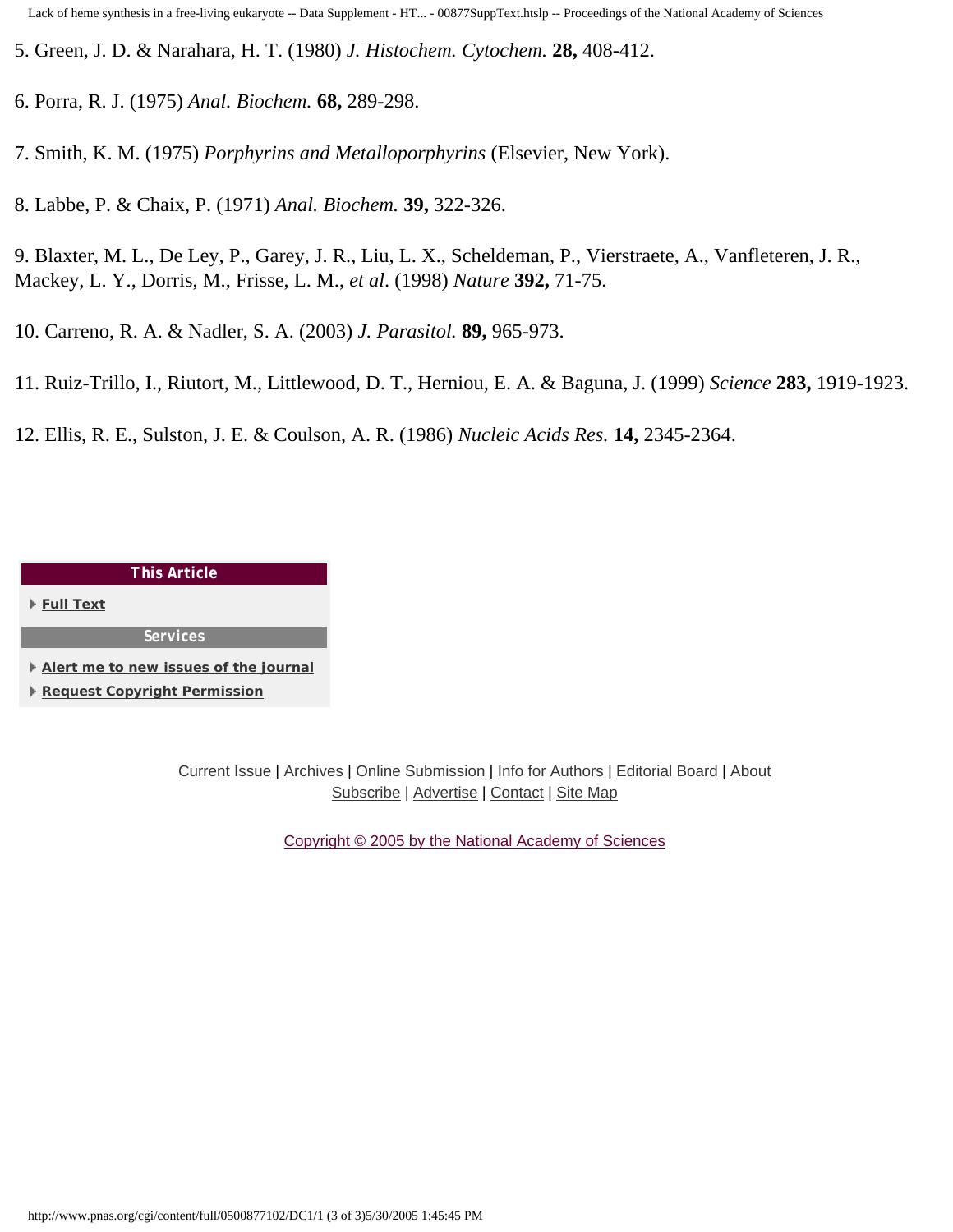5. Green, J. D. & Narahara, H. T. (1980) *J. Histochem. Cytochem.* **28,** 408-412.

6. Porra, R. J. (1975) *Anal. Biochem.* **68,** 289-298.

7. Smith, K. M. (1975) *Porphyrins and Metalloporphyrins* (Elsevier, New York).

8. Labbe, P. & Chaix, P. (1971) *Anal. Biochem.* **39,** 322-326.

9. Blaxter, M. L., De Ley, P., Garey, J. R., Liu, L. X., Scheldeman, P., Vierstraete, A., Vanfleteren, J. R., Mackey, L. Y., Dorris, M., Frisse, L. M., *et al*. (1998) *Nature* **392,** 71-75.

10. Carreno, R. A. & Nadler, S. A. (2003) *J. Parasitol.* **89,** 965-973.

11. Ruiz-Trillo, I., Riutort, M., Littlewood, D. T., Herniou, E. A. & Baguna, J. (1999) *Science* **283,** 1919-1923.

12. Ellis, R. E., Sulston, J. E. & Coulson, A. R. (1986) *Nucleic Acids Res.* **14,** 2345-2364.

**This Article**

- Full Text

**Services**

- Alert me to new issues of the journal
- Request Copyright Permission

Current Issue | Archives | Online Submission | Info for Authors | Editorial Board | About
Subscribe | Advertise | Contact | Site Map

Copyright © 2005 by the National Academy of Sciences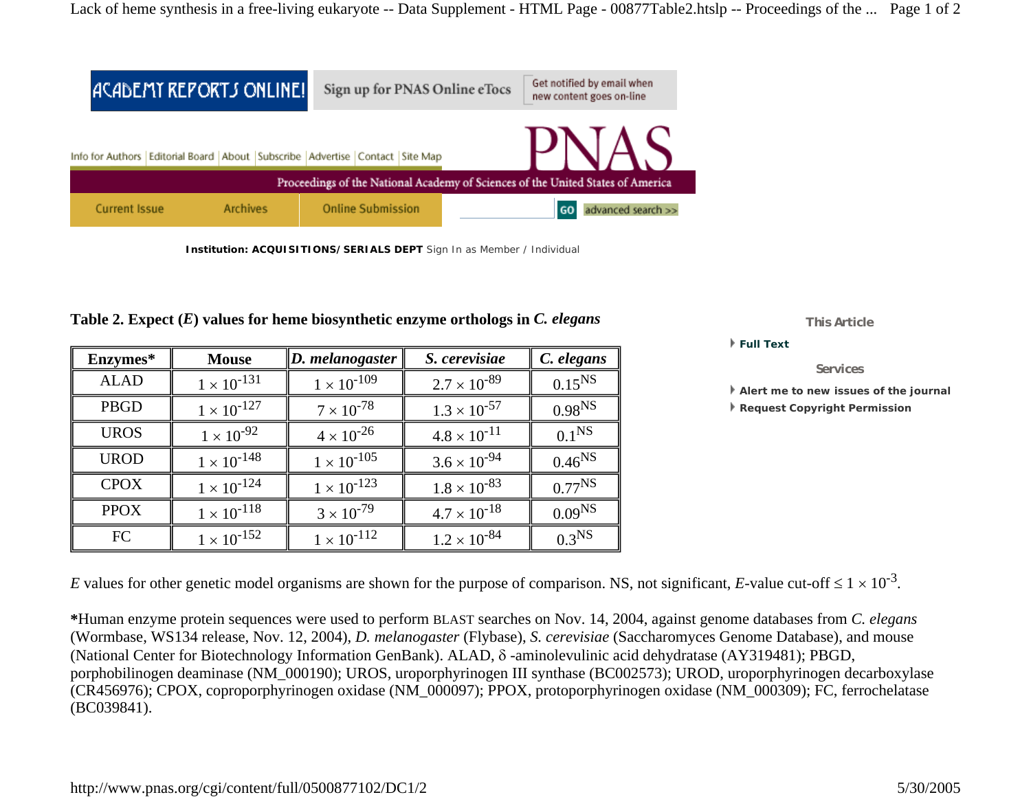**Table 2. Expect (*E*) values for heme biosynthetic enzyme orthologs in *C. elegans***

| Enzymes* | Mouse | *D. melanogaster* | *S. cerevisiae* | *C. elegans* |
|---|---|---|---|---|
| ALAD | $1 \times 10^{-131}$ | $1 \times 10^{-109}$ | $2.7 \times 10^{-89}$ | $0.15^{NS}$ |
| PBGD | $1 \times 10^{-127}$ | $7 \times 10^{-78}$ | $1.3 \times 10^{-57}$ | $0.98^{NS}$ |
| UROS | $1 \times 10^{-92}$ | $4 \times 10^{-26}$ | $4.8 \times 10^{-11}$ | $0.1^{NS}$ |
| UROD | $1 \times 10^{-148}$ | $1 \times 10^{-105}$ | $3.6 \times 10^{-94}$ | $0.46^{NS}$ |
| CPOX | $1 \times 10^{-124}$ | $1 \times 10^{-123}$ | $1.8 \times 10^{-83}$ | $0.77^{NS}$ |
| PPOX | $1 \times 10^{-118}$ | $3 \times 10^{-79}$ | $4.7 \times 10^{-18}$ | $0.09^{NS}$ |
| FC | $1 \times 10^{-152}$ | $1 \times 10^{-112}$ | $1.2 \times 10^{-84}$ | $0.3^{NS}$ |

*E* values for other genetic model organisms are shown for the purpose of comparison. NS, not significant, *E*-value cut-off $\leq 1 \times 10^{-3}$.

***Human enzyme protein sequences were used to perform BLAST searches on Nov. 14, 2004, against genome databases from *C. elegans* (Wormbase, WS134 release, Nov. 12, 2004), *D. melanogaster* (Flybase), *S. cerevisiae* (Saccharomyces Genome Database), and mouse (National Center for Biotechnology Information GenBank). ALAD, δ-aminolevulinic acid dehydratase (AY319481); PBGD, porphobilinogen deaminase (NM_000190); UROS, uroporphyrinogen III synthase (BC002573); UROD, uroporphyrinogen decarboxylase (CR456976); CPOX, coproporphyrinogen oxidase (NM_000097); PPOX, protoporphyrinogen oxidase (NM_000309); FC, ferrochelatase (BC039841).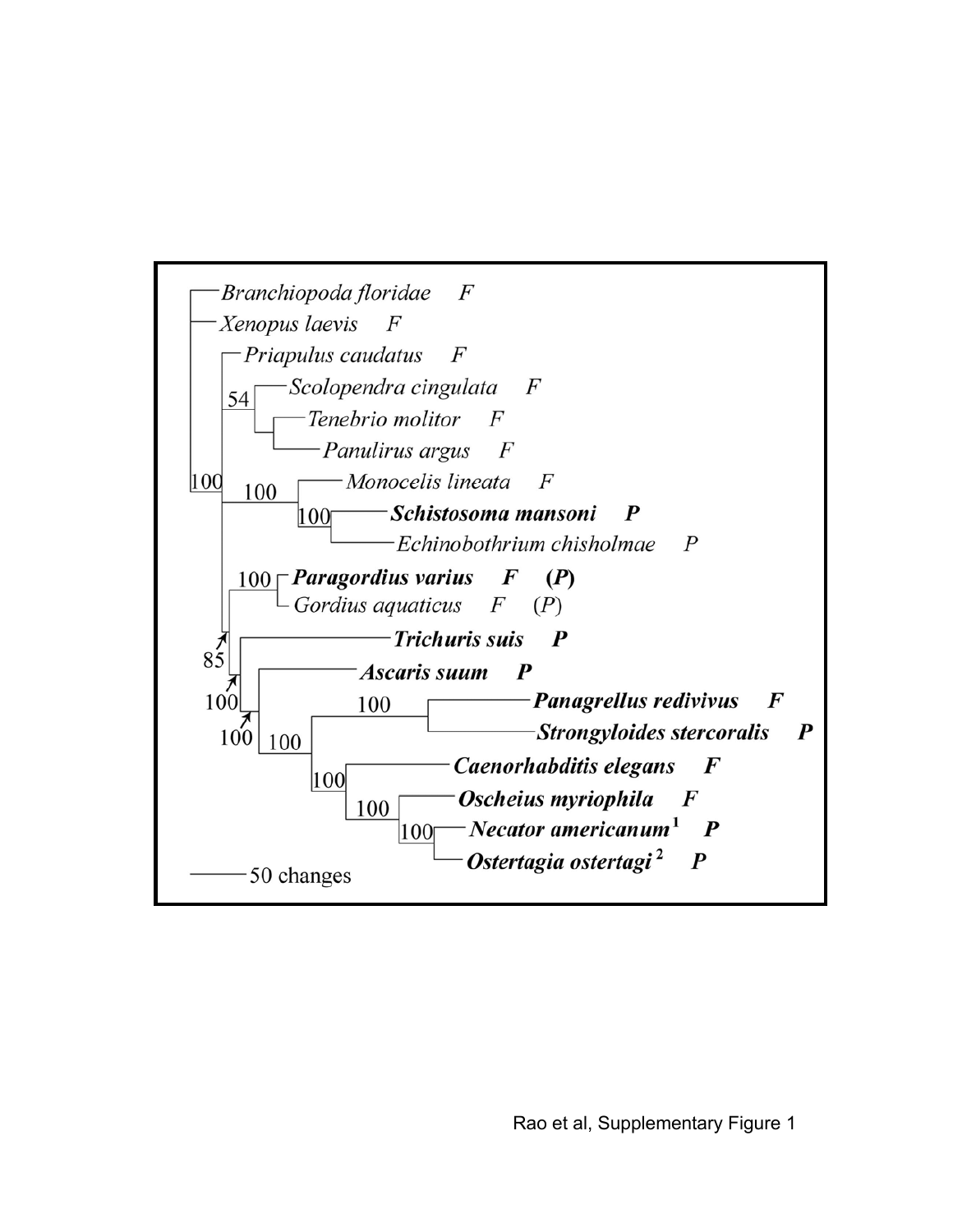Branchiopoda floridae F

Xenopus laevis F

Priapulus caudatus F

Scolopendra cingulata F

Tenebrio molitor F

Panulirus argus F

Monocelis lineata F

**Schistosoma mansoni P**

Echinobothrium chisholmae P

**Paragordius varius F (P)**

Gordius aquaticus F (P)

**Trichuris suis P**

**Ascaris suum P**

**Panagrellus redivivus F**

**Strongyloides stercoralis P**

**Caenorhabditis elegans F**

**Oscheius myriophila F**

**Necator americanum[1] P**

**Ostertagia ostertagi[2] P**

50 changes

Rao et al, Supplementary Figure 1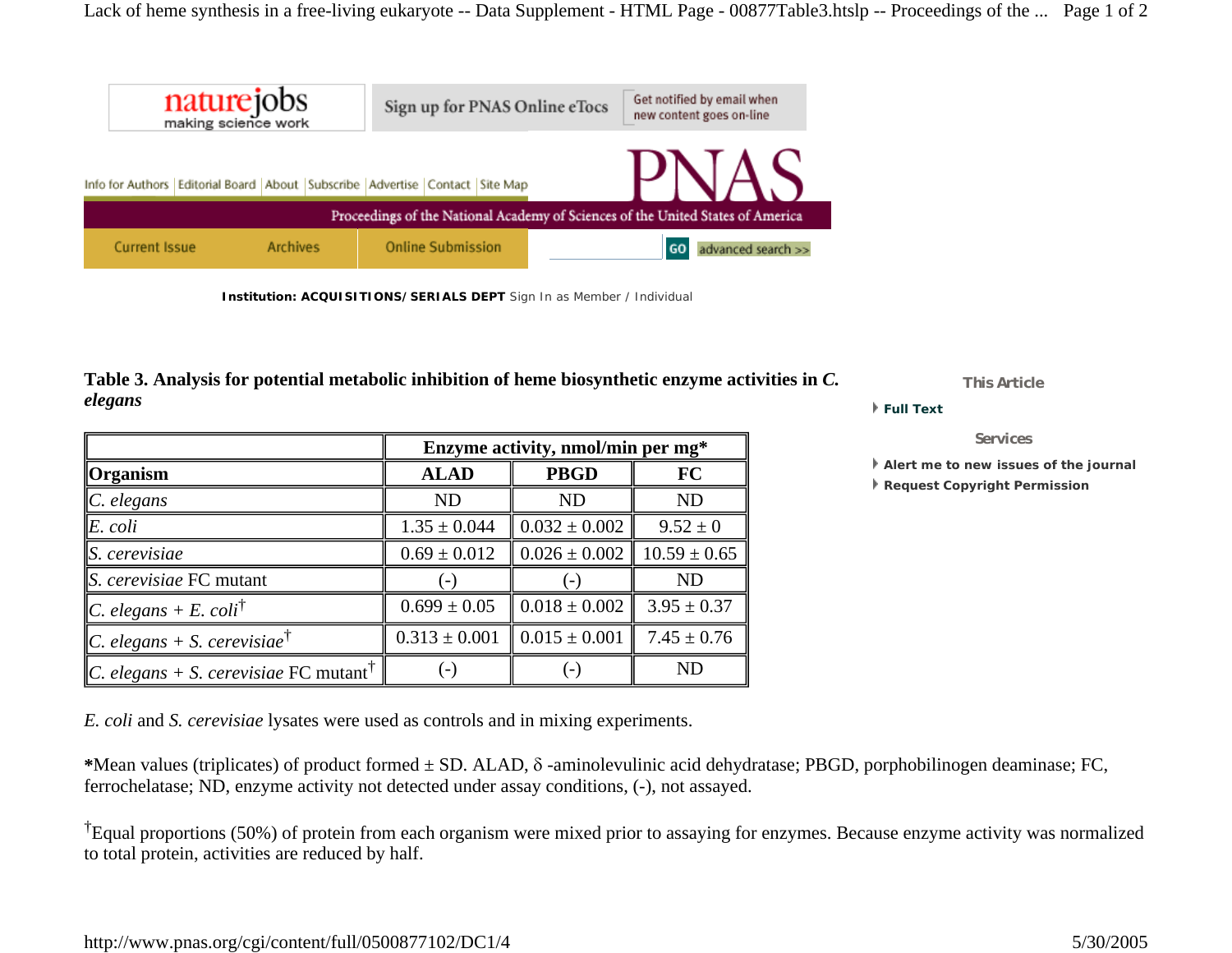**Table 3. Analysis for potential metabolic inhibition of heme biosynthetic enzyme activities in *C. elegans***

| | Enzyme activity, nmol/min per mg* | | |
|---|---|---|---|
| **Organism** | **ALAD** | **PBGD** | **FC** |
| *C. elegans* | ND | ND | ND |
| *E. coli* | 1.35 ± 0.044 | 0.032 ± 0.002 | 9.52 ± 0 |
| *S. cerevisiae* | 0.69 ± 0.012 | 0.026 ± 0.002 | 10.59 ± 0.65 |
| *S. cerevisiae* FC mutant | (-) | (-) | ND |
| *C. elegans* + *E. coli*† | 0.699 ± 0.05 | 0.018 ± 0.002 | 3.95 ± 0.37 |
| *C. elegans* + *S. cerevisiae*† | 0.313 ± 0.001 | 0.015 ± 0.001 | 7.45 ± 0.76 |
| *C. elegans* + *S. cerevisiae* FC mutant† | (-) | (-) | ND |

*E. coli* and *S. cerevisiae* lysates were used as controls and in mixing experiments.

*Mean values (triplicates) of product formed ± SD. ALAD, δ -aminolevulinic acid dehydratase; PBGD, porphobilinogen deaminase; FC, ferrochelatase; ND, enzyme activity not detected under assay conditions, (-), not assayed.

†Equal proportions (50%) of protein from each organism were mixed prior to assaying for enzymes. Because enzyme activity was normalized to total protein, activities are reduced by half.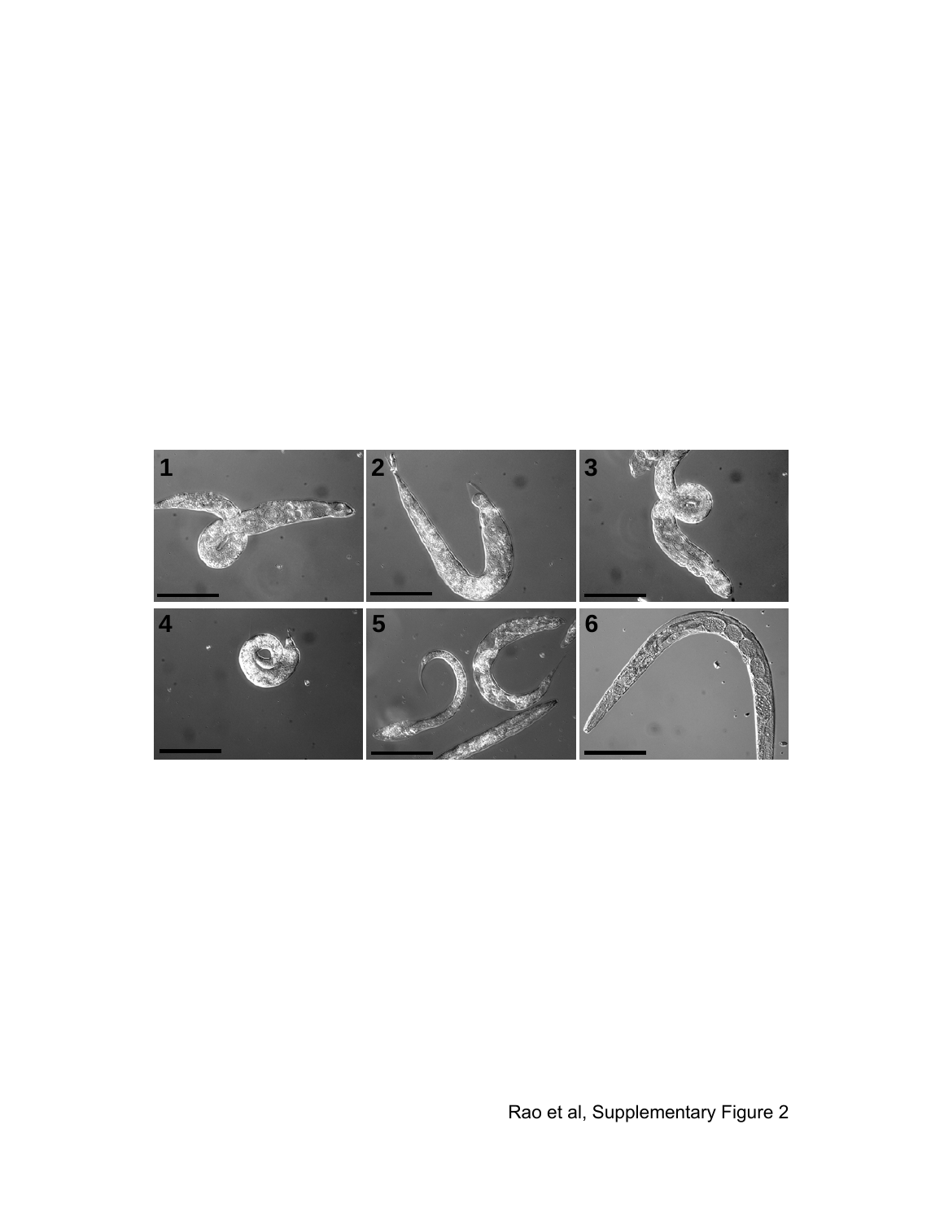Rao et al, Supplementary Figure 2